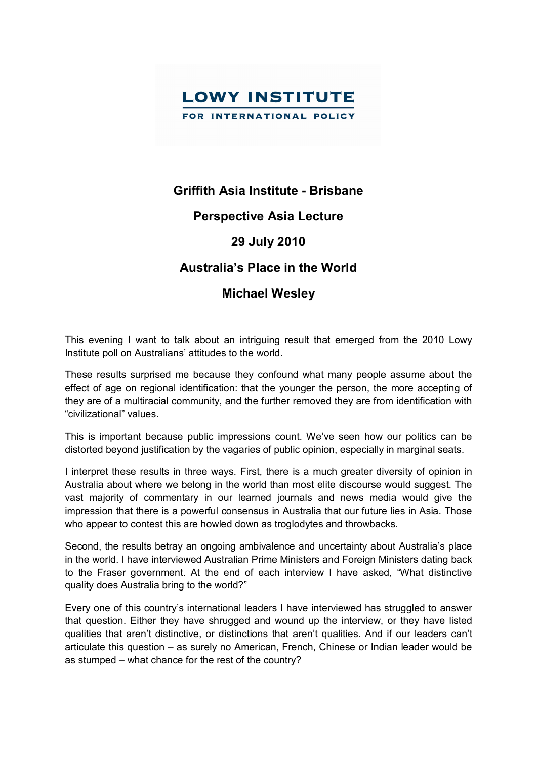**LOWY INSTITUTE**
**FOR INTERNATIONAL POLICY**

# Griffith Asia Institute - Brisbane

## Perspective Asia Lecture

## 29 July 2010

## Australia's Place in the World

## Michael Wesley

This evening I want to talk about an intriguing result that emerged from the 2010 Lowy Institute poll on Australians' attitudes to the world.

These results surprised me because they confound what many people assume about the effect of age on regional identification: that the younger the person, the more accepting of they are of a multiracial community, and the further removed they are from identification with "civilizational" values.

This is important because public impressions count. We've seen how our politics can be distorted beyond justification by the vagaries of public opinion, especially in marginal seats.

I interpret these results in three ways. First, there is a much greater diversity of opinion in Australia about where we belong in the world than most elite discourse would suggest. The vast majority of commentary in our learned journals and news media would give the impression that there is a powerful consensus in Australia that our future lies in Asia. Those who appear to contest this are howled down as troglodytes and throwbacks.

Second, the results betray an ongoing ambivalence and uncertainty about Australia's place in the world. I have interviewed Australian Prime Ministers and Foreign Ministers dating back to the Fraser government. At the end of each interview I have asked, "What distinctive quality does Australia bring to the world?"

Every one of this country's international leaders I have interviewed has struggled to answer that question. Either they have shrugged and wound up the interview, or they have listed qualities that aren't distinctive, or distinctions that aren't qualities. And if our leaders can't articulate this question – as surely no American, French, Chinese or Indian leader would be as stumped – what chance for the rest of the country?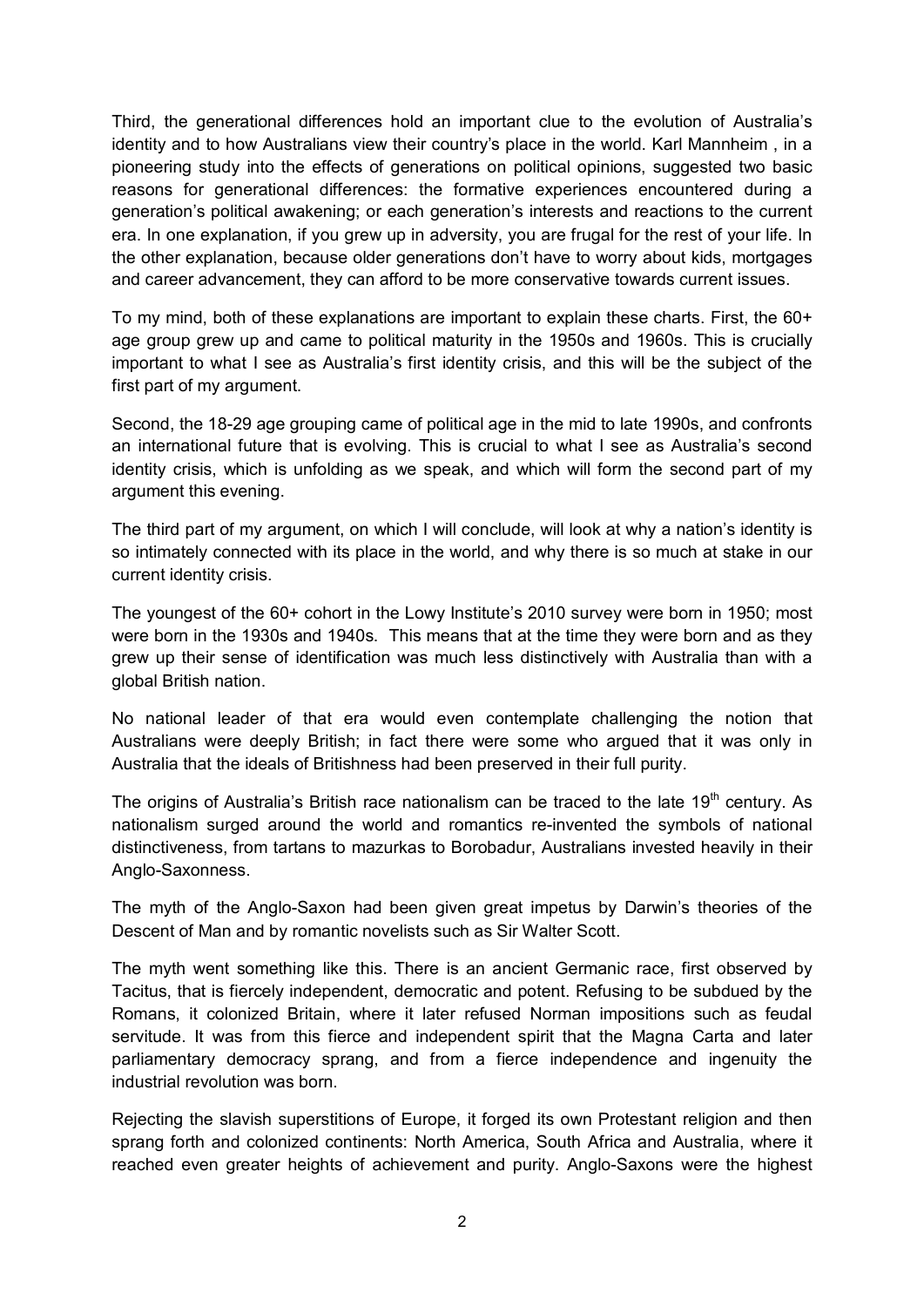Third, the generational differences hold an important clue to the evolution of Australia's identity and to how Australians view their country's place in the world. Karl Mannheim , in a pioneering study into the effects of generations on political opinions, suggested two basic reasons for generational differences: the formative experiences encountered during a generation's political awakening; or each generation's interests and reactions to the current era. In one explanation, if you grew up in adversity, you are frugal for the rest of your life. In the other explanation, because older generations don't have to worry about kids, mortgages and career advancement, they can afford to be more conservative towards current issues.

To my mind, both of these explanations are important to explain these charts. First, the 60+ age group grew up and came to political maturity in the 1950s and 1960s. This is crucially important to what I see as Australia's first identity crisis, and this will be the subject of the first part of my argument.

Second, the 18-29 age grouping came of political age in the mid to late 1990s, and confronts an international future that is evolving. This is crucial to what I see as Australia's second identity crisis, which is unfolding as we speak, and which will form the second part of my argument this evening.

The third part of my argument, on which I will conclude, will look at why a nation's identity is so intimately connected with its place in the world, and why there is so much at stake in our current identity crisis.

The youngest of the 60+ cohort in the Lowy Institute's 2010 survey were born in 1950; most were born in the 1930s and 1940s. This means that at the time they were born and as they grew up their sense of identification was much less distinctively with Australia than with a global British nation.

No national leader of that era would even contemplate challenging the notion that Australians were deeply British; in fact there were some who argued that it was only in Australia that the ideals of Britishness had been preserved in their full purity.

The origins of Australia's British race nationalism can be traced to the late 19th century. As nationalism surged around the world and romantics re-invented the symbols of national distinctiveness, from tartans to mazurkas to Borobadur, Australians invested heavily in their Anglo-Saxonness.

The myth of the Anglo-Saxon had been given great impetus by Darwin's theories of the Descent of Man and by romantic novelists such as Sir Walter Scott.

The myth went something like this. There is an ancient Germanic race, first observed by Tacitus, that is fiercely independent, democratic and potent. Refusing to be subdued by the Romans, it colonized Britain, where it later refused Norman impositions such as feudal servitude. It was from this fierce and independent spirit that the Magna Carta and later parliamentary democracy sprang, and from a fierce independence and ingenuity the industrial revolution was born.

Rejecting the slavish superstitions of Europe, it forged its own Protestant religion and then sprang forth and colonized continents: North America, South Africa and Australia, where it reached even greater heights of achievement and purity. Anglo-Saxons were the highest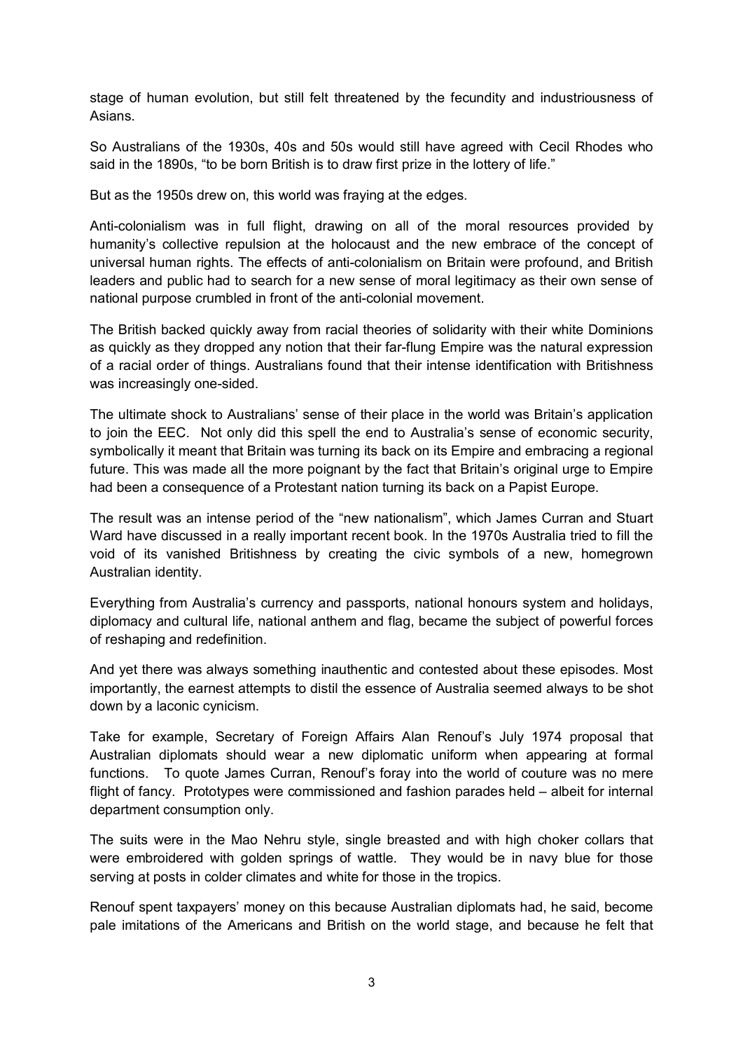stage of human evolution, but still felt threatened by the fecundity and industriousness of Asians.

So Australians of the 1930s, 40s and 50s would still have agreed with Cecil Rhodes who said in the 1890s, "to be born British is to draw first prize in the lottery of life."

But as the 1950s drew on, this world was fraying at the edges.

Anti-colonialism was in full flight, drawing on all of the moral resources provided by humanity's collective repulsion at the holocaust and the new embrace of the concept of universal human rights. The effects of anti-colonialism on Britain were profound, and British leaders and public had to search for a new sense of moral legitimacy as their own sense of national purpose crumbled in front of the anti-colonial movement.

The British backed quickly away from racial theories of solidarity with their white Dominions as quickly as they dropped any notion that their far-flung Empire was the natural expression of a racial order of things. Australians found that their intense identification with Britishness was increasingly one-sided.

The ultimate shock to Australians' sense of their place in the world was Britain's application to join the EEC. Not only did this spell the end to Australia's sense of economic security, symbolically it meant that Britain was turning its back on its Empire and embracing a regional future. This was made all the more poignant by the fact that Britain's original urge to Empire had been a consequence of a Protestant nation turning its back on a Papist Europe.

The result was an intense period of the "new nationalism", which James Curran and Stuart Ward have discussed in a really important recent book. In the 1970s Australia tried to fill the void of its vanished Britishness by creating the civic symbols of a new, homegrown Australian identity.

Everything from Australia's currency and passports, national honours system and holidays, diplomacy and cultural life, national anthem and flag, became the subject of powerful forces of reshaping and redefinition.

And yet there was always something inauthentic and contested about these episodes. Most importantly, the earnest attempts to distil the essence of Australia seemed always to be shot down by a laconic cynicism.

Take for example, Secretary of Foreign Affairs Alan Renouf's July 1974 proposal that Australian diplomats should wear a new diplomatic uniform when appearing at formal functions. To quote James Curran, Renouf's foray into the world of couture was no mere flight of fancy. Prototypes were commissioned and fashion parades held – albeit for internal department consumption only.

The suits were in the Mao Nehru style, single breasted and with high choker collars that were embroidered with golden springs of wattle. They would be in navy blue for those serving at posts in colder climates and white for those in the tropics.

Renouf spent taxpayers' money on this because Australian diplomats had, he said, become pale imitations of the Americans and British on the world stage, and because he felt that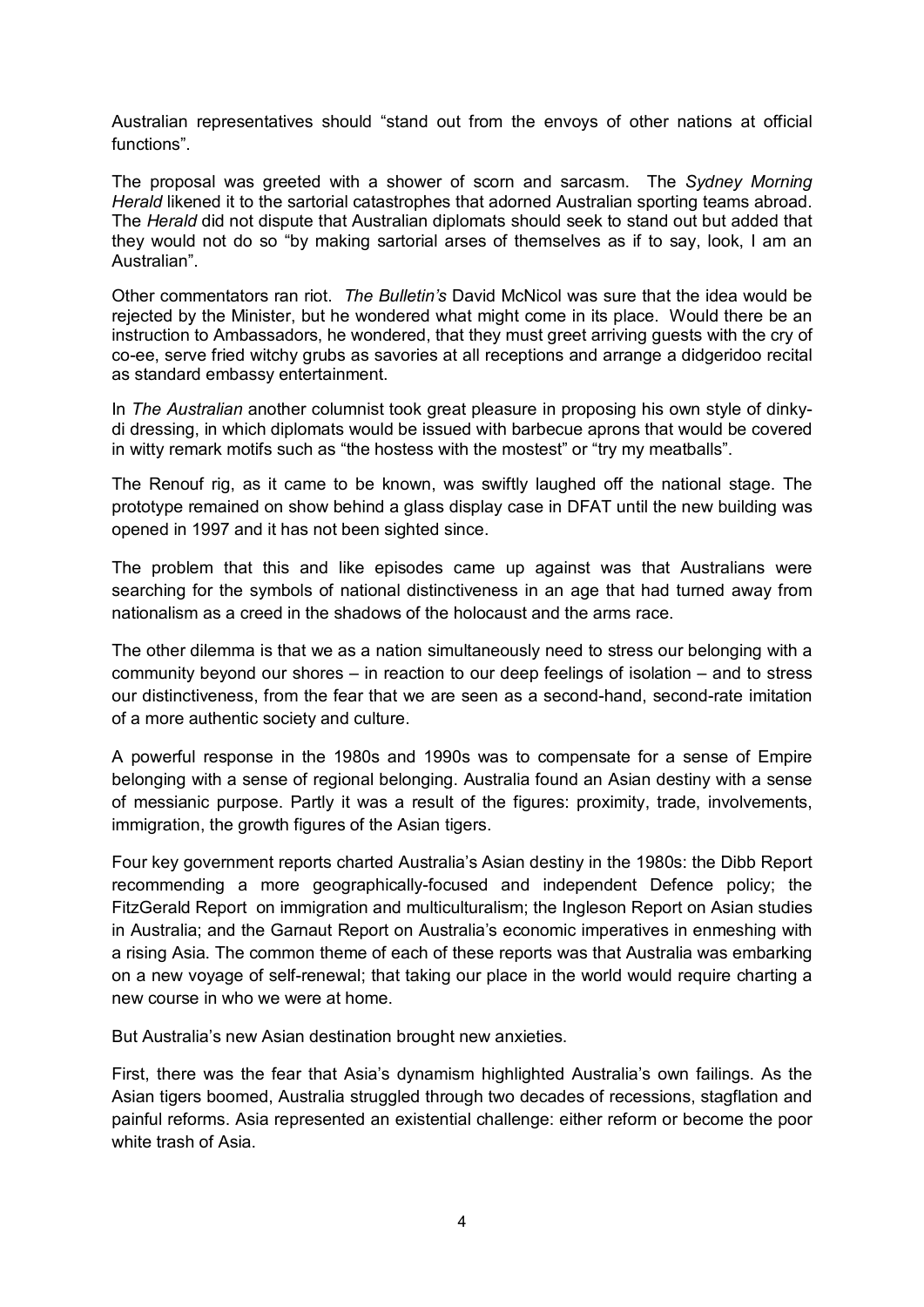Australian representatives should "stand out from the envoys of other nations at official functions".

The proposal was greeted with a shower of scorn and sarcasm. The *Sydney Morning Herald* likened it to the sartorial catastrophes that adorned Australian sporting teams abroad. The *Herald* did not dispute that Australian diplomats should seek to stand out but added that they would not do so "by making sartorial arses of themselves as if to say, look, I am an Australian".

Other commentators ran riot. *The Bulletin's* David McNicol was sure that the idea would be rejected by the Minister, but he wondered what might come in its place. Would there be an instruction to Ambassadors, he wondered, that they must greet arriving guests with the cry of co-ee, serve fried witchy grubs as savories at all receptions and arrange a didgeridoo recital as standard embassy entertainment.

In *The Australian* another columnist took great pleasure in proposing his own style of dinky-di dressing, in which diplomats would be issued with barbecue aprons that would be covered in witty remark motifs such as "the hostess with the mostest" or "try my meatballs".

The Renouf rig, as it came to be known, was swiftly laughed off the national stage. The prototype remained on show behind a glass display case in DFAT until the new building was opened in 1997 and it has not been sighted since.

The problem that this and like episodes came up against was that Australians were searching for the symbols of national distinctiveness in an age that had turned away from nationalism as a creed in the shadows of the holocaust and the arms race.

The other dilemma is that we as a nation simultaneously need to stress our belonging with a community beyond our shores – in reaction to our deep feelings of isolation – and to stress our distinctiveness, from the fear that we are seen as a second-hand, second-rate imitation of a more authentic society and culture.

A powerful response in the 1980s and 1990s was to compensate for a sense of Empire belonging with a sense of regional belonging. Australia found an Asian destiny with a sense of messianic purpose. Partly it was a result of the figures: proximity, trade, involvements, immigration, the growth figures of the Asian tigers.

Four key government reports charted Australia's Asian destiny in the 1980s: the Dibb Report recommending a more geographically-focused and independent Defence policy; the FitzGerald Report on immigration and multiculturalism; the Ingleson Report on Asian studies in Australia; and the Garnaut Report on Australia's economic imperatives in enmeshing with a rising Asia. The common theme of each of these reports was that Australia was embarking on a new voyage of self-renewal; that taking our place in the world would require charting a new course in who we were at home.

But Australia's new Asian destination brought new anxieties.

First, there was the fear that Asia's dynamism highlighted Australia's own failings. As the Asian tigers boomed, Australia struggled through two decades of recessions, stagflation and painful reforms. Asia represented an existential challenge: either reform or become the poor white trash of Asia.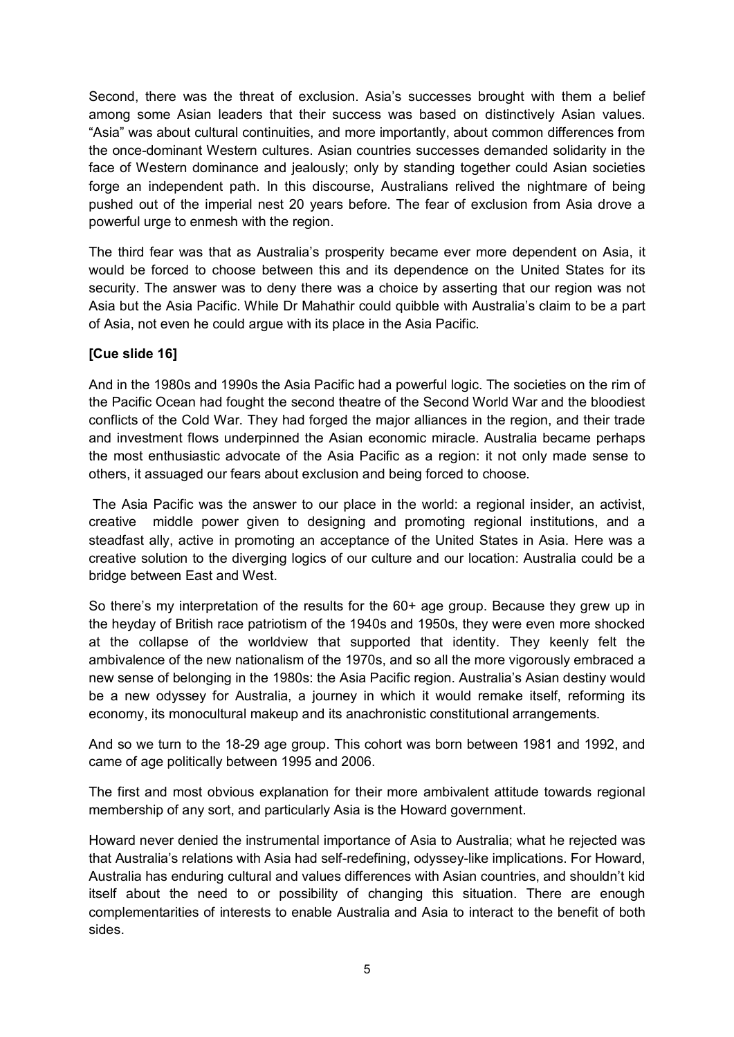Second, there was the threat of exclusion. Asia's successes brought with them a belief among some Asian leaders that their success was based on distinctively Asian values. "Asia" was about cultural continuities, and more importantly, about common differences from the once-dominant Western cultures. Asian countries successes demanded solidarity in the face of Western dominance and jealously; only by standing together could Asian societies forge an independent path. In this discourse, Australians relived the nightmare of being pushed out of the imperial nest 20 years before. The fear of exclusion from Asia drove a powerful urge to enmesh with the region.

The third fear was that as Australia's prosperity became ever more dependent on Asia, it would be forced to choose between this and its dependence on the United States for its security. The answer was to deny there was a choice by asserting that our region was not Asia but the Asia Pacific. While Dr Mahathir could quibble with Australia's claim to be a part of Asia, not even he could argue with its place in the Asia Pacific.

**[Cue slide 16]**

And in the 1980s and 1990s the Asia Pacific had a powerful logic. The societies on the rim of the Pacific Ocean had fought the second theatre of the Second World War and the bloodiest conflicts of the Cold War. They had forged the major alliances in the region, and their trade and investment flows underpinned the Asian economic miracle. Australia became perhaps the most enthusiastic advocate of the Asia Pacific as a region: it not only made sense to others, it assuaged our fears about exclusion and being forced to choose.

The Asia Pacific was the answer to our place in the world: a regional insider, an activist, creative middle power given to designing and promoting regional institutions, and a steadfast ally, active in promoting an acceptance of the United States in Asia. Here was a creative solution to the diverging logics of our culture and our location: Australia could be a bridge between East and West.

So there's my interpretation of the results for the 60+ age group. Because they grew up in the heyday of British race patriotism of the 1940s and 1950s, they were even more shocked at the collapse of the worldview that supported that identity. They keenly felt the ambivalence of the new nationalism of the 1970s, and so all the more vigorously embraced a new sense of belonging in the 1980s: the Asia Pacific region. Australia's Asian destiny would be a new odyssey for Australia, a journey in which it would remake itself, reforming its economy, its monocultural makeup and its anachronistic constitutional arrangements.

And so we turn to the 18-29 age group. This cohort was born between 1981 and 1992, and came of age politically between 1995 and 2006.

The first and most obvious explanation for their more ambivalent attitude towards regional membership of any sort, and particularly Asia is the Howard government.

Howard never denied the instrumental importance of Asia to Australia; what he rejected was that Australia's relations with Asia had self-redefining, odyssey-like implications. For Howard, Australia has enduring cultural and values differences with Asian countries, and shouldn't kid itself about the need to or possibility of changing this situation. There are enough complementarities of interests to enable Australia and Asia to interact to the benefit of both sides.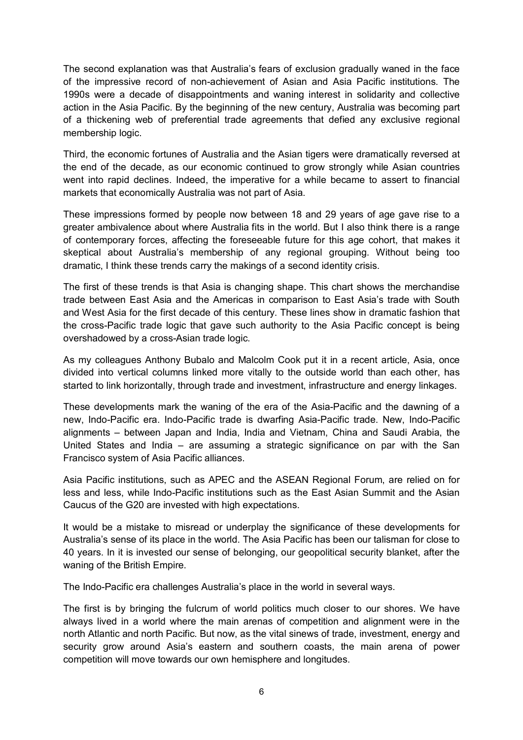The second explanation was that Australia's fears of exclusion gradually waned in the face of the impressive record of non-achievement of Asian and Asia Pacific institutions. The 1990s were a decade of disappointments and waning interest in solidarity and collective action in the Asia Pacific. By the beginning of the new century, Australia was becoming part of a thickening web of preferential trade agreements that defied any exclusive regional membership logic.

Third, the economic fortunes of Australia and the Asian tigers were dramatically reversed at the end of the decade, as our economic continued to grow strongly while Asian countries went into rapid declines. Indeed, the imperative for a while became to assert to financial markets that economically Australia was not part of Asia.

These impressions formed by people now between 18 and 29 years of age gave rise to a greater ambivalence about where Australia fits in the world. But I also think there is a range of contemporary forces, affecting the foreseeable future for this age cohort, that makes it skeptical about Australia's membership of any regional grouping. Without being too dramatic, I think these trends carry the makings of a second identity crisis.

The first of these trends is that Asia is changing shape. This chart shows the merchandise trade between East Asia and the Americas in comparison to East Asia's trade with South and West Asia for the first decade of this century. These lines show in dramatic fashion that the cross-Pacific trade logic that gave such authority to the Asia Pacific concept is being overshadowed by a cross-Asian trade logic.

As my colleagues Anthony Bubalo and Malcolm Cook put it in a recent article, Asia, once divided into vertical columns linked more vitally to the outside world than each other, has started to link horizontally, through trade and investment, infrastructure and energy linkages.

These developments mark the waning of the era of the Asia-Pacific and the dawning of a new, Indo-Pacific era. Indo-Pacific trade is dwarfing Asia-Pacific trade. New, Indo-Pacific alignments – between Japan and India, India and Vietnam, China and Saudi Arabia, the United States and India – are assuming a strategic significance on par with the San Francisco system of Asia Pacific alliances.

Asia Pacific institutions, such as APEC and the ASEAN Regional Forum, are relied on for less and less, while Indo-Pacific institutions such as the East Asian Summit and the Asian Caucus of the G20 are invested with high expectations.

It would be a mistake to misread or underplay the significance of these developments for Australia's sense of its place in the world. The Asia Pacific has been our talisman for close to 40 years. In it is invested our sense of belonging, our geopolitical security blanket, after the waning of the British Empire.

The Indo-Pacific era challenges Australia's place in the world in several ways.

The first is by bringing the fulcrum of world politics much closer to our shores. We have always lived in a world where the main arenas of competition and alignment were in the north Atlantic and north Pacific. But now, as the vital sinews of trade, investment, energy and security grow around Asia's eastern and southern coasts, the main arena of power competition will move towards our own hemisphere and longitudes.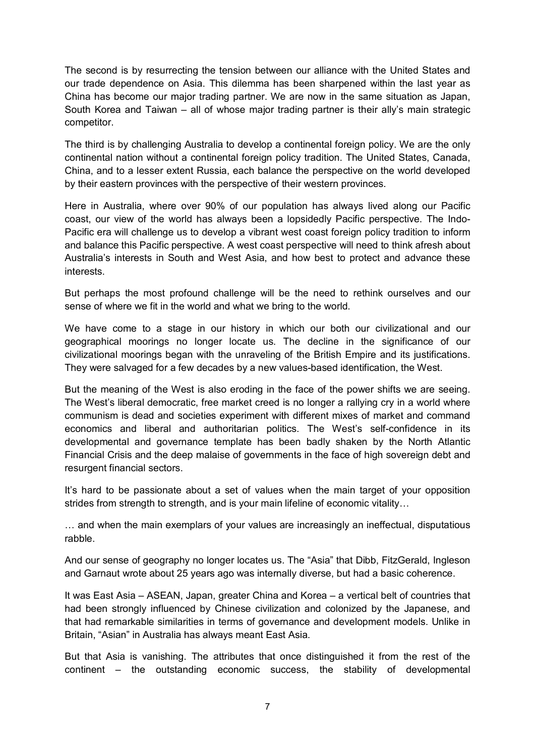The second is by resurrecting the tension between our alliance with the United States and our trade dependence on Asia. This dilemma has been sharpened within the last year as China has become our major trading partner. We are now in the same situation as Japan, South Korea and Taiwan – all of whose major trading partner is their ally's main strategic competitor.

The third is by challenging Australia to develop a continental foreign policy. We are the only continental nation without a continental foreign policy tradition. The United States, Canada, China, and to a lesser extent Russia, each balance the perspective on the world developed by their eastern provinces with the perspective of their western provinces.

Here in Australia, where over 90% of our population has always lived along our Pacific coast, our view of the world has always been a lopsidedly Pacific perspective. The Indo-Pacific era will challenge us to develop a vibrant west coast foreign policy tradition to inform and balance this Pacific perspective. A west coast perspective will need to think afresh about Australia's interests in South and West Asia, and how best to protect and advance these interests.

But perhaps the most profound challenge will be the need to rethink ourselves and our sense of where we fit in the world and what we bring to the world.

We have come to a stage in our history in which our both our civilizational and our geographical moorings no longer locate us. The decline in the significance of our civilizational moorings began with the unraveling of the British Empire and its justifications. They were salvaged for a few decades by a new values-based identification, the West.

But the meaning of the West is also eroding in the face of the power shifts we are seeing. The West's liberal democratic, free market creed is no longer a rallying cry in a world where communism is dead and societies experiment with different mixes of market and command economics and liberal and authoritarian politics. The West's self-confidence in its developmental and governance template has been badly shaken by the North Atlantic Financial Crisis and the deep malaise of governments in the face of high sovereign debt and resurgent financial sectors.

It's hard to be passionate about a set of values when the main target of your opposition strides from strength to strength, and is your main lifeline of economic vitality…

… and when the main exemplars of your values are increasingly an ineffectual, disputatious rabble.

And our sense of geography no longer locates us. The "Asia" that Dibb, FitzGerald, Ingleson and Garnaut wrote about 25 years ago was internally diverse, but had a basic coherence.

It was East Asia – ASEAN, Japan, greater China and Korea – a vertical belt of countries that had been strongly influenced by Chinese civilization and colonized by the Japanese, and that had remarkable similarities in terms of governance and development models. Unlike in Britain, "Asian" in Australia has always meant East Asia.

But that Asia is vanishing. The attributes that once distinguished it from the rest of the continent – the outstanding economic success, the stability of developmental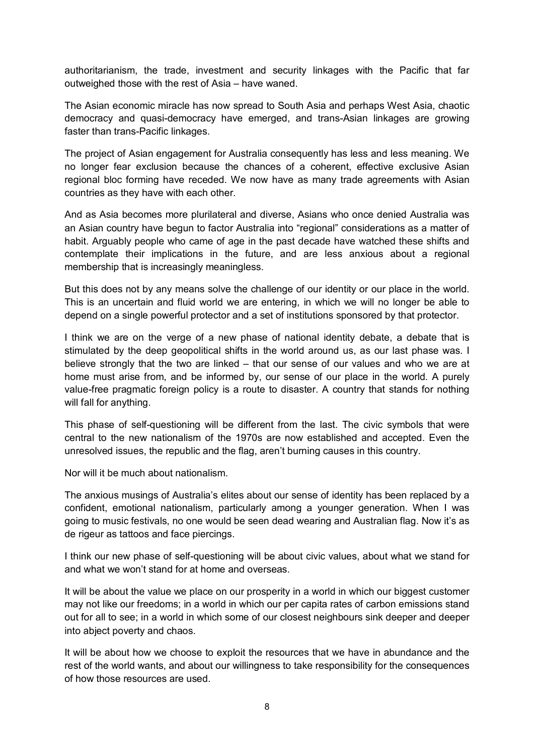authoritarianism, the trade, investment and security linkages with the Pacific that far outweighed those with the rest of Asia – have waned.

The Asian economic miracle has now spread to South Asia and perhaps West Asia, chaotic democracy and quasi-democracy have emerged, and trans-Asian linkages are growing faster than trans-Pacific linkages.

The project of Asian engagement for Australia consequently has less and less meaning. We no longer fear exclusion because the chances of a coherent, effective exclusive Asian regional bloc forming have receded. We now have as many trade agreements with Asian countries as they have with each other.

And as Asia becomes more plurilateral and diverse, Asians who once denied Australia was an Asian country have begun to factor Australia into "regional" considerations as a matter of habit. Arguably people who came of age in the past decade have watched these shifts and contemplate their implications in the future, and are less anxious about a regional membership that is increasingly meaningless.

But this does not by any means solve the challenge of our identity or our place in the world. This is an uncertain and fluid world we are entering, in which we will no longer be able to depend on a single powerful protector and a set of institutions sponsored by that protector.

I think we are on the verge of a new phase of national identity debate, a debate that is stimulated by the deep geopolitical shifts in the world around us, as our last phase was. I believe strongly that the two are linked – that our sense of our values and who we are at home must arise from, and be informed by, our sense of our place in the world. A purely value-free pragmatic foreign policy is a route to disaster. A country that stands for nothing will fall for anything.

This phase of self-questioning will be different from the last. The civic symbols that were central to the new nationalism of the 1970s are now established and accepted. Even the unresolved issues, the republic and the flag, aren't burning causes in this country.

Nor will it be much about nationalism.

The anxious musings of Australia's elites about our sense of identity has been replaced by a confident, emotional nationalism, particularly among a younger generation. When I was going to music festivals, no one would be seen dead wearing and Australian flag. Now it's as de rigeur as tattoos and face piercings.

I think our new phase of self-questioning will be about civic values, about what we stand for and what we won't stand for at home and overseas.

It will be about the value we place on our prosperity in a world in which our biggest customer may not like our freedoms; in a world in which our per capita rates of carbon emissions stand out for all to see; in a world in which some of our closest neighbours sink deeper and deeper into abject poverty and chaos.

It will be about how we choose to exploit the resources that we have in abundance and the rest of the world wants, and about our willingness to take responsibility for the consequences of how those resources are used.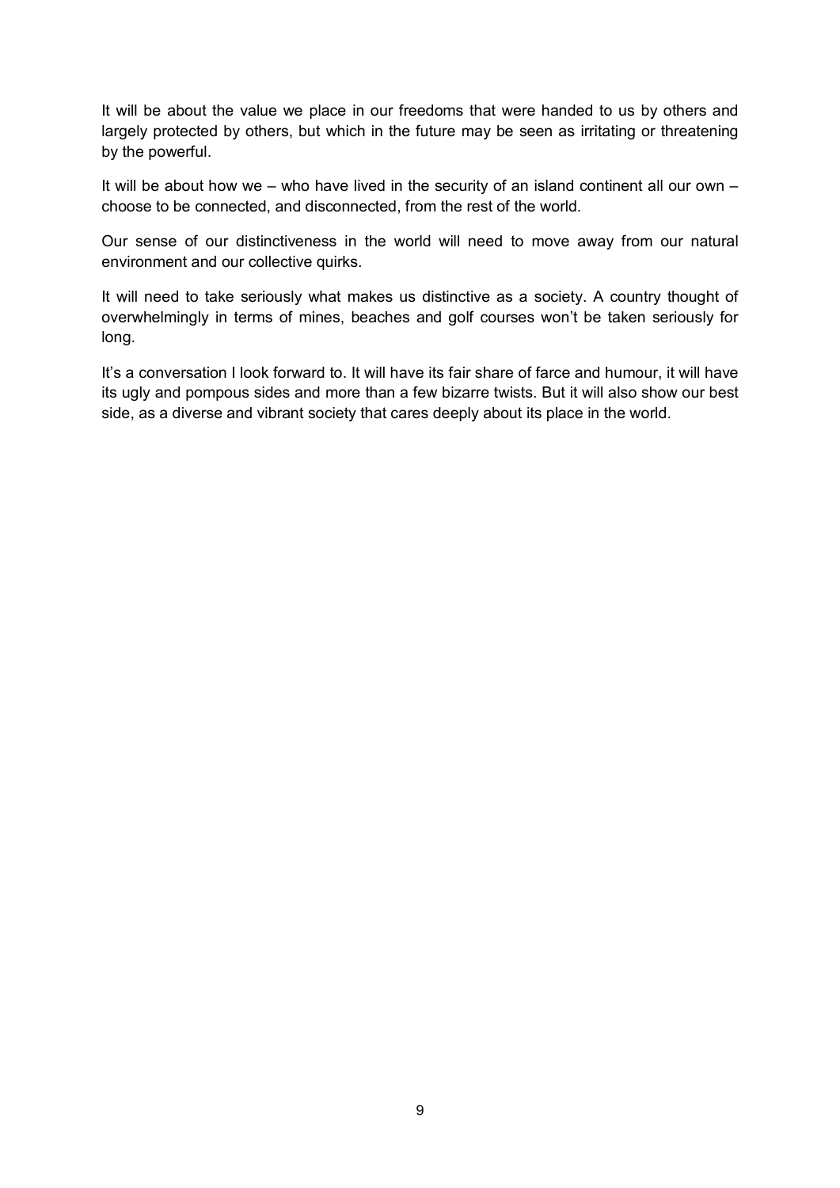It will be about the value we place in our freedoms that were handed to us by others and largely protected by others, but which in the future may be seen as irritating or threatening by the powerful.

It will be about how we – who have lived in the security of an island continent all our own – choose to be connected, and disconnected, from the rest of the world.

Our sense of our distinctiveness in the world will need to move away from our natural environment and our collective quirks.

It will need to take seriously what makes us distinctive as a society. A country thought of overwhelmingly in terms of mines, beaches and golf courses won't be taken seriously for long.

It's a conversation I look forward to. It will have its fair share of farce and humour, it will have its ugly and pompous sides and more than a few bizarre twists. But it will also show our best side, as a diverse and vibrant society that cares deeply about its place in the world.